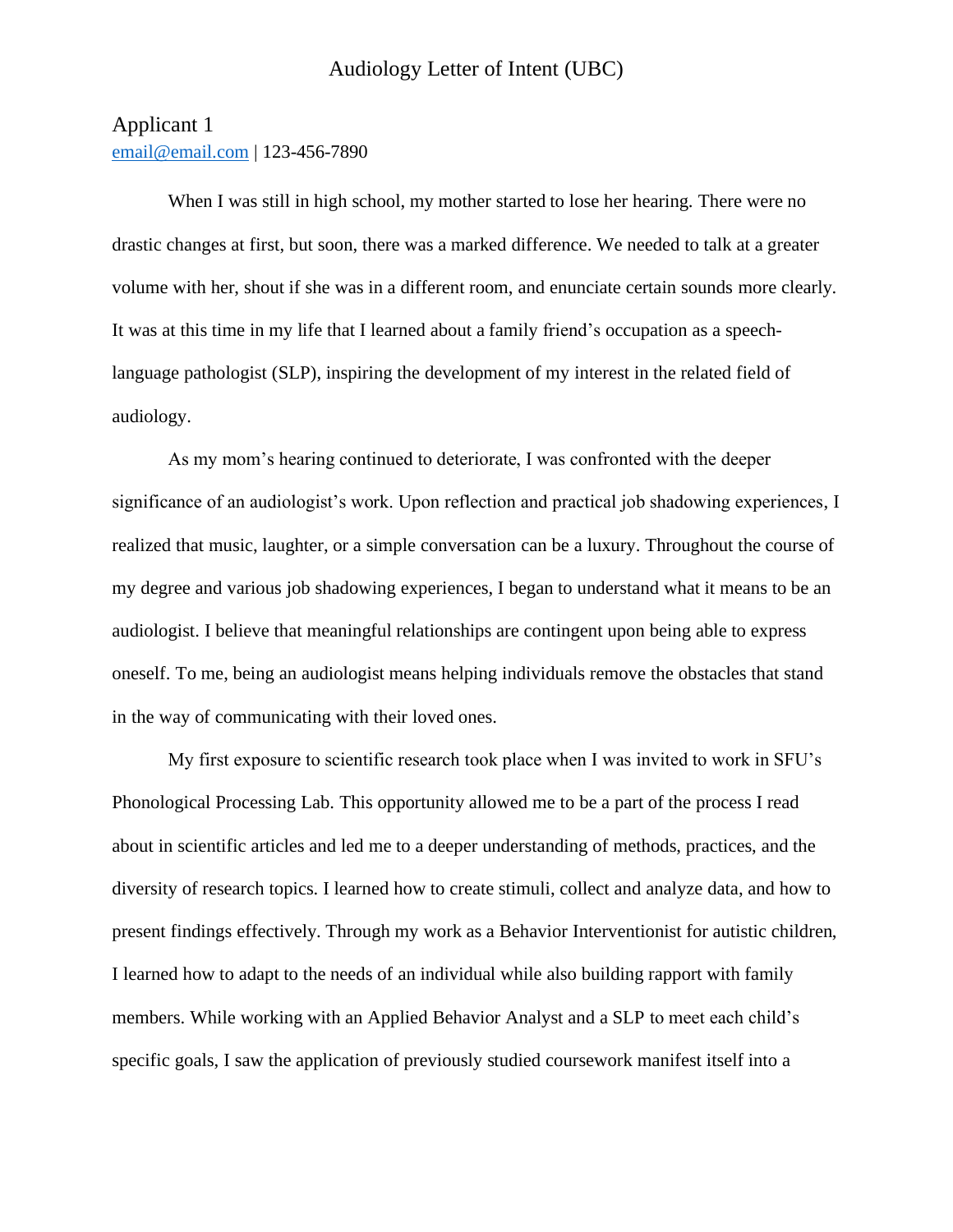# Audiology Letter of Intent (UBC)

## Applicant 1

email@email.com | 123-456-7890

When I was still in high school, my mother started to lose her hearing. There were no drastic changes at first, but soon, there was a marked difference. We needed to talk at a greater volume with her, shout if she was in a different room, and enunciate certain sounds more clearly. It was at this time in my life that I learned about a family friend's occupation as a speech-language pathologist (SLP), inspiring the development of my interest in the related field of audiology.

As my mom's hearing continued to deteriorate, I was confronted with the deeper significance of an audiologist's work. Upon reflection and practical job shadowing experiences, I realized that music, laughter, or a simple conversation can be a luxury. Throughout the course of my degree and various job shadowing experiences, I began to understand what it means to be an audiologist. I believe that meaningful relationships are contingent upon being able to express oneself. To me, being an audiologist means helping individuals remove the obstacles that stand in the way of communicating with their loved ones.

My first exposure to scientific research took place when I was invited to work in SFU's Phonological Processing Lab. This opportunity allowed me to be a part of the process I read about in scientific articles and led me to a deeper understanding of methods, practices, and the diversity of research topics. I learned how to create stimuli, collect and analyze data, and how to present findings effectively. Through my work as a Behavior Interventionist for autistic children, I learned how to adapt to the needs of an individual while also building rapport with family members. While working with an Applied Behavior Analyst and a SLP to meet each child's specific goals, I saw the application of previously studied coursework manifest itself into a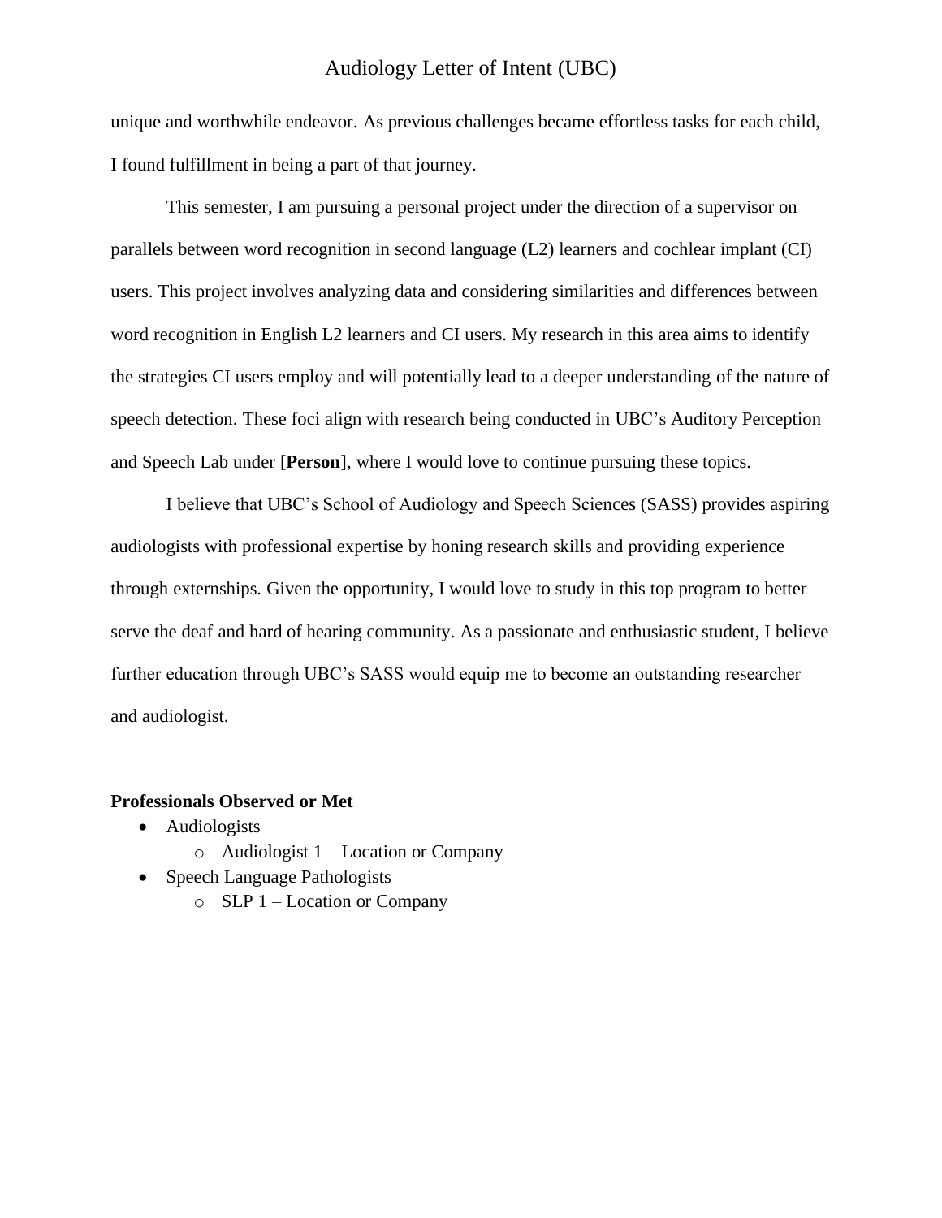unique and worthwhile endeavor. As previous challenges became effortless tasks for each child, I found fulfillment in being a part of that journey.

This semester, I am pursuing a personal project under the direction of a supervisor on parallels between word recognition in second language (L2) learners and cochlear implant (CI) users. This project involves analyzing data and considering similarities and differences between word recognition in English L2 learners and CI users. My research in this area aims to identify the strategies CI users employ and will potentially lead to a deeper understanding of the nature of speech detection. These foci align with research being conducted in UBC's Auditory Perception and Speech Lab under [**Person**], where I would love to continue pursuing these topics.

I believe that UBC's School of Audiology and Speech Sciences (SASS) provides aspiring audiologists with professional expertise by honing research skills and providing experience through externships. Given the opportunity, I would love to study in this top program to better serve the deaf and hard of hearing community. As a passionate and enthusiastic student, I believe further education through UBC's SASS would equip me to become an outstanding researcher and audiologist.

**Professionals Observed or Met**

- Audiologists
  - Audiologist 1 – Location or Company
- Speech Language Pathologists
  - SLP 1 – Location or Company